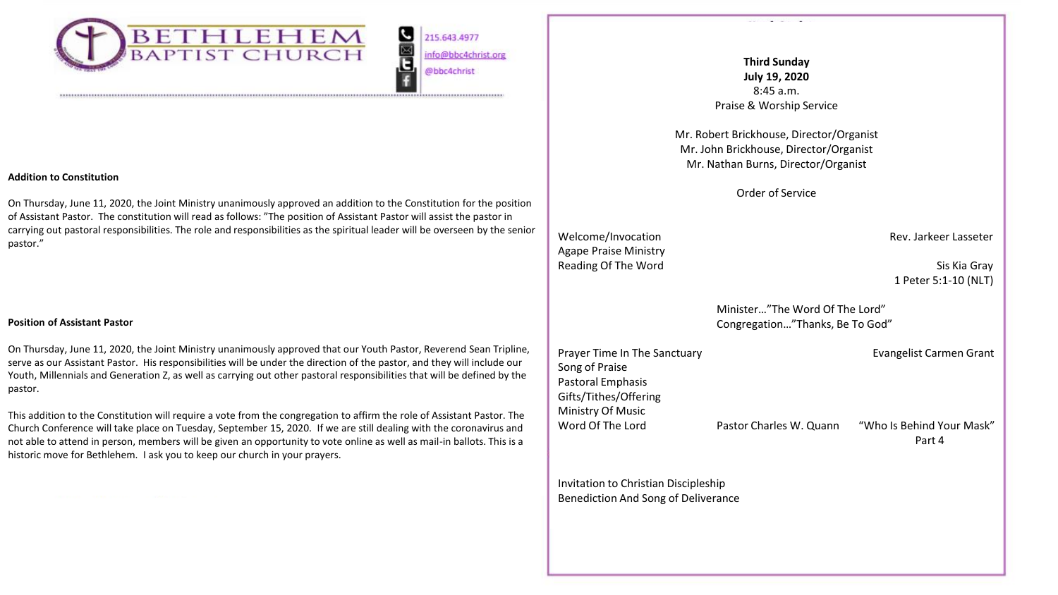# BETHLEHEM BAPTIST CHURCH

215.643.4977
info@bbc4christ.org
@bbc4christ

**Addition to Constitution**

On Thursday, June 11, 2020, the Joint Ministry unanimously approved an addition to the Constitution for the position of Assistant Pastor. The constitution will read as follows: "The position of Assistant Pastor will assist the pastor in carrying out pastoral responsibilities. The role and responsibilities as the spiritual leader will be overseen by the senior pastor."

**Position of Assistant Pastor**

On Thursday, June 11, 2020, the Joint Ministry unanimously approved that our Youth Pastor, Reverend Sean Tripline, serve as our Assistant Pastor. His responsibilities will be under the direction of the pastor, and they will include our Youth, Millennials and Generation Z, as well as carrying out other pastoral responsibilities that will be defined by the pastor.

This addition to the Constitution will require a vote from the congregation to affirm the role of Assistant Pastor. The Church Conference will take place on Tuesday, September 15, 2020. If we are still dealing with the coronavirus and not able to attend in person, members will be given an opportunity to vote online as well as mail-in ballots. This is a historic move for Bethlehem. I ask you to keep our church in your prayers.

**Third Sunday**
**July 19, 2020**
8:45 a.m.
Praise & Worship Service

Mr. Robert Brickhouse, Director/Organist
Mr. John Brickhouse, Director/Organist
Mr. Nathan Burns, Director/Organist

Order of Service

Welcome/Invocation — Rev. Jarkeer Lasseter
Agape Praise Ministry
Reading Of The Word — Sis Kia Gray, 1 Peter 5:1-10 (NLT)

Minister…"The Word Of The Lord"
Congregation…"Thanks, Be To God"

Prayer Time In The Sanctuary — Evangelist Carmen Grant
Song of Praise
Pastoral Emphasis
Gifts/Tithes/Offering
Ministry Of Music
Word Of The Lord — Pastor Charles W. Quann — "Who Is Behind Your Mask" Part 4

Invitation to Christian Discipleship
Benediction And Song of Deliverance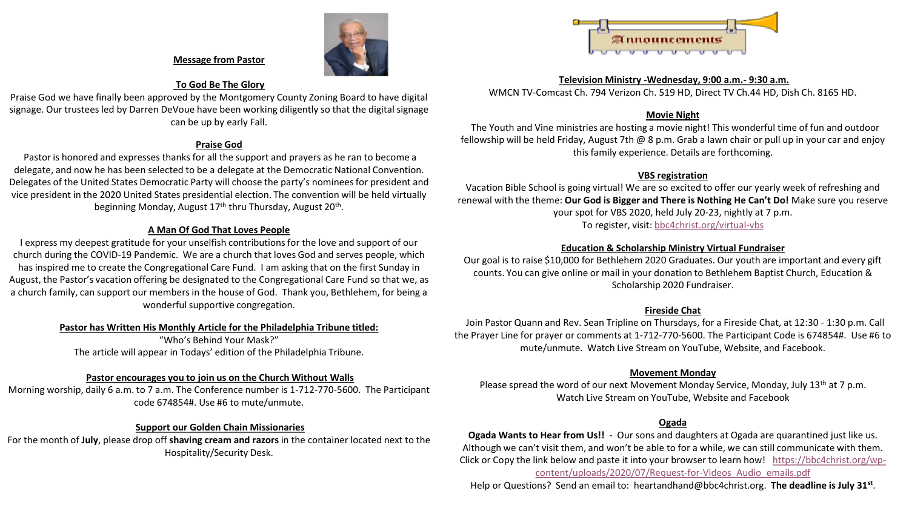## Message from Pastor

### To God Be The Glory

Praise God we have finally been approved by the Montgomery County Zoning Board to have digital signage. Our trustees led by Darren DeVoue have been working diligently so that the digital signage can be up by early Fall.

### Praise God

Pastor is honored and expresses thanks for all the support and prayers as he ran to become a delegate, and now he has been selected to be a delegate at the Democratic National Convention. Delegates of the United States Democratic Party will choose the party's nominees for president and vice president in the 2020 United States presidential election. The convention will be held virtually beginning Monday, August 17th thru Thursday, August 20th.

### A Man Of God That Loves People

I express my deepest gratitude for your unselfish contributions for the love and support of our church during the COVID-19 Pandemic. We are a church that loves God and serves people, which has inspired me to create the Congregational Care Fund. I am asking that on the first Sunday in August, the Pastor's vacation offering be designated to the Congregational Care Fund so that we, as a church family, can support our members in the house of God. Thank you, Bethlehem, for being a wonderful supportive congregation.

### Pastor has Written His Monthly Article for the Philadelphia Tribune titled:

"Who's Behind Your Mask?"
The article will appear in Todays' edition of the Philadelphia Tribune.

### Pastor encourages you to join us on the Church Without Walls

Morning worship, daily 6 a.m. to 7 a.m. The Conference number is 1-712-770-5600. The Participant code 674854#. Use #6 to mute/unmute.

### Support our Golden Chain Missionaries

For the month of **July**, please drop off **shaving cream and razors** in the container located next to the Hospitality/Security Desk.

## Announcements

### Television Ministry -Wednesday, 9:00 a.m.- 9:30 a.m.

WMCN TV-Comcast Ch. 794 Verizon Ch. 519 HD, Direct TV Ch.44 HD, Dish Ch. 8165 HD.

### Movie Night

The Youth and Vine ministries are hosting a movie night! This wonderful time of fun and outdoor fellowship will be held Friday, August 7th @ 8 p.m. Grab a lawn chair or pull up in your car and enjoy this family experience. Details are forthcoming.

### VBS registration

Vacation Bible School is going virtual! We are so excited to offer our yearly week of refreshing and renewal with the theme: **Our God is Bigger and There is Nothing He Can't Do!** Make sure you reserve your spot for VBS 2020, held July 20-23, nightly at 7 p.m.

To register, visit: bbc4christ.org/virtual-vbs

### Education & Scholarship Ministry Virtual Fundraiser

Our goal is to raise $10,000 for Bethlehem 2020 Graduates. Our youth are important and every gift counts. You can give online or mail in your donation to Bethlehem Baptist Church, Education & Scholarship 2020 Fundraiser.

### Fireside Chat

Join Pastor Quann and Rev. Sean Tripline on Thursdays, for a Fireside Chat, at 12:30 - 1:30 p.m. Call the Prayer Line for prayer or comments at 1-712-770-5600. The Participant Code is 674854#. Use #6 to mute/unmute. Watch Live Stream on YouTube, Website, and Facebook.

### Movement Monday

Please spread the word of our next Movement Monday Service, Monday, July 13th at 7 p.m. Watch Live Stream on YouTube, Website and Facebook

### Ogada

**Ogada Wants to Hear from Us!!** - Our sons and daughters at Ogada are quarantined just like us. Although we can't visit them, and won't be able to for a while, we can still communicate with them. Click or Copy the link below and paste it into your browser to learn how! https://bbc4christ.org/wp-content/uploads/2020/07/Request-for-Videos_Audio_emails.pdf

Help or Questions? Send an email to: heartandhand@bbc4christ.org. **The deadline is July 31st**.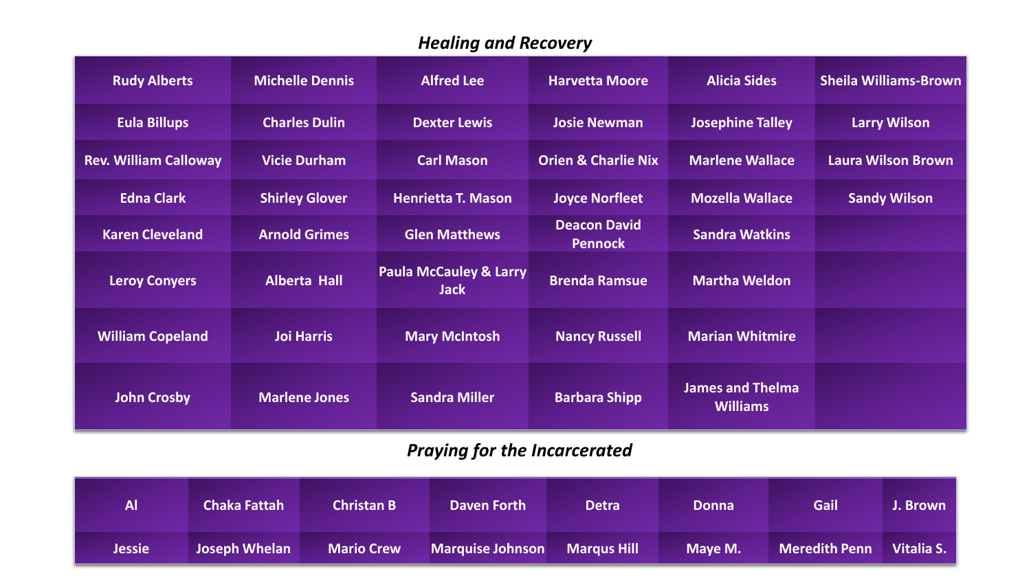*Healing and Recovery*

| | | | | | |
|---|---|---|---|---|---|
| Rudy Alberts | Michelle Dennis | Alfred Lee | Harvetta Moore | Alicia Sides | Sheila Williams-Brown |
| Eula Billups | Charles Dulin | Dexter Lewis | Josie Newman | Josephine Talley | Larry Wilson |
| Rev. William Calloway | Vicie Durham | Carl Mason | Orien & Charlie Nix | Marlene Wallace | Laura Wilson Brown |
| Edna Clark | Shirley Glover | Henrietta T. Mason | Joyce Norfleet | Mozella Wallace | Sandy Wilson |
| Karen Cleveland | Arnold Grimes | Glen Matthews | Deacon David Pennock | Sandra Watkins | |
| Leroy Conyers | Alberta Hall | Paula McCauley & Larry Jack | Brenda Ramsue | Martha Weldon | |
| William Copeland | Joi Harris | Mary McIntosh | Nancy Russell | Marian Whitmire | |
| John Crosby | Marlene Jones | Sandra Miller | Barbara Shipp | James and Thelma Williams | |

*Praying for the Incarcerated*

| | | | | | | | |
|---|---|---|---|---|---|---|---|
| Al | Chaka Fattah | Christan B | Daven Forth | Detra | Donna | Gail | J. Brown |
| Jessie | Joseph Whelan | Mario Crew | Marquise Johnson | Marqus Hill | Maye M. | Meredith Penn | Vitalia S. |